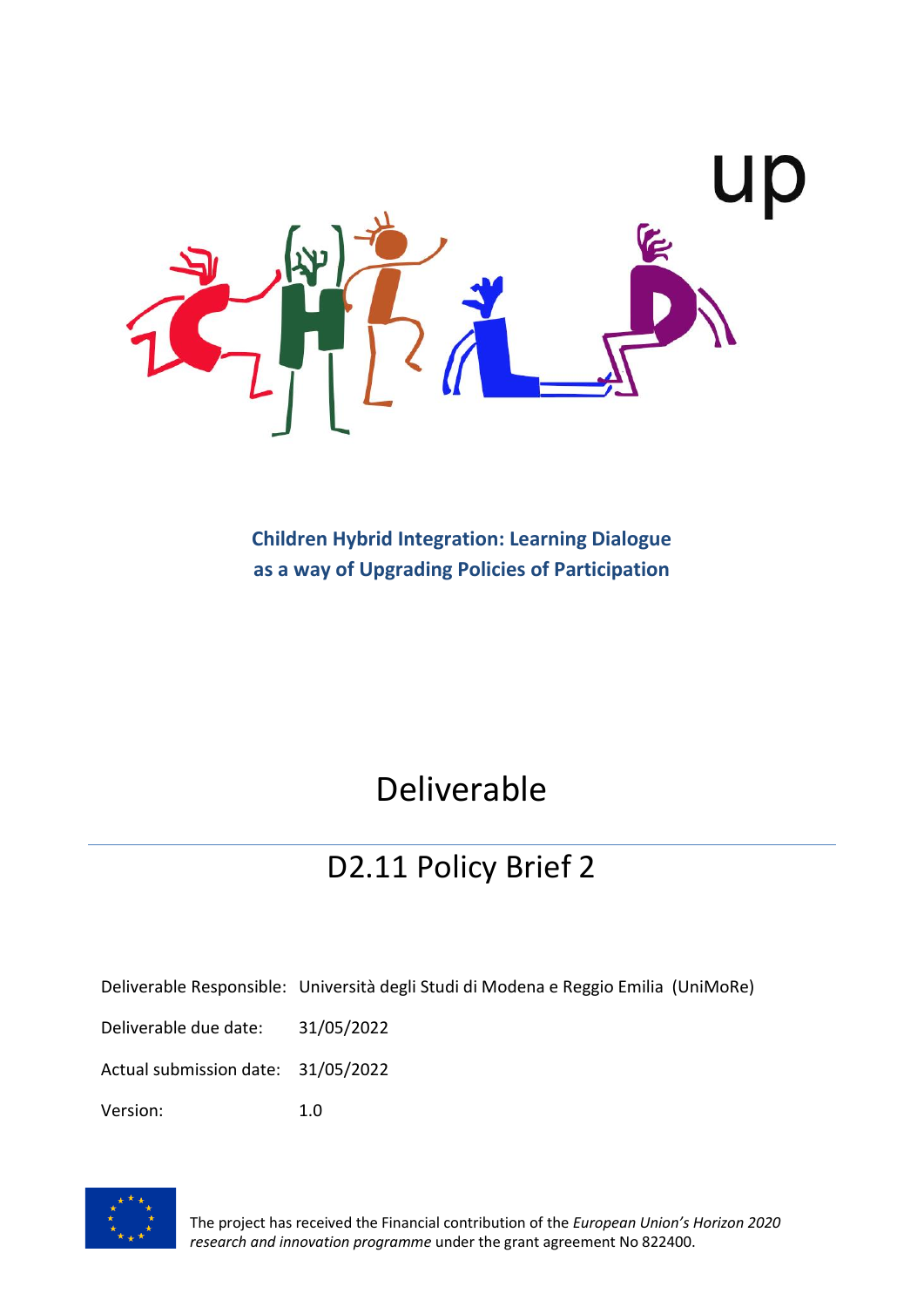# Children Hybrid Integration: Learning Dialogue as a way of Upgrading Policies of Participation

## Deliverable

## D2.11 Policy Brief 2

Deliverable Responsible: Università degli Studi di Modena e Reggio Emilia (UniMoRe)

Deliverable due date: 31/05/2022

Actual submission date: 31/05/2022

Version: 1.0

The project has received the Financial contribution of the *European Union's Horizon 2020 research and innovation programme* under the grant agreement No 822400.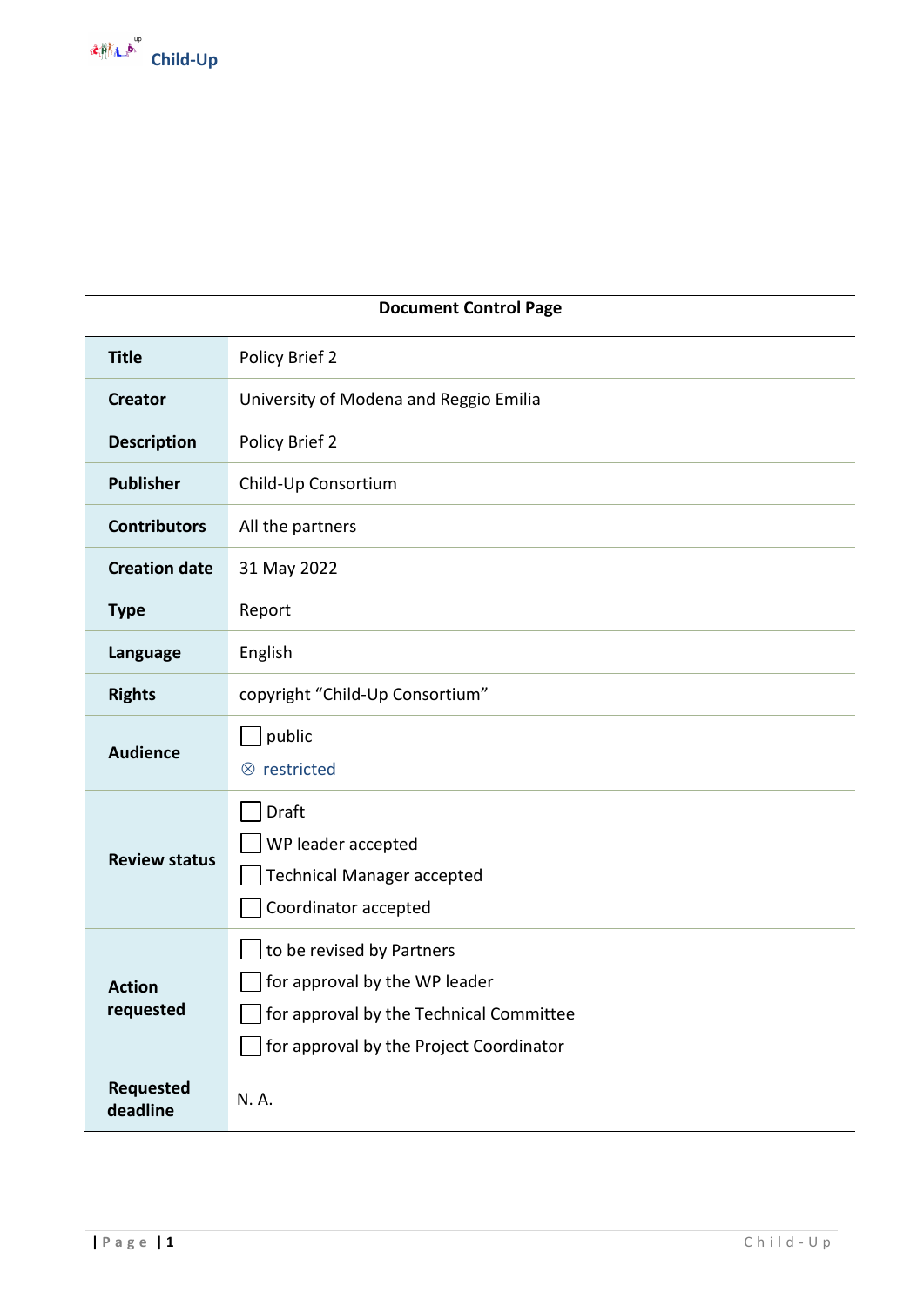**Document Control Page**

| | |
|---|---|
| **Title** | Policy Brief 2 |
| **Creator** | University of Modena and Reggio Emilia |
| **Description** | Policy Brief 2 |
| **Publisher** | Child-Up Consortium |
| **Contributors** | All the partners |
| **Creation date** | 31 May 2022 |
| **Type** | Report |
| **Language** | English |
| **Rights** | copyright "Child-Up Consortium" |
| **Audience** | ☐ public<br>⊗ restricted |
| **Review status** | ☐ Draft<br>☐ WP leader accepted<br>☐ Technical Manager accepted<br>☐ Coordinator accepted |
| **Action requested** | ☐ to be revised by Partners<br>☐ for approval by the WP leader<br>☐ for approval by the Technical Committee<br>☐ for approval by the Project Coordinator |
| **Requested deadline** | N. A. |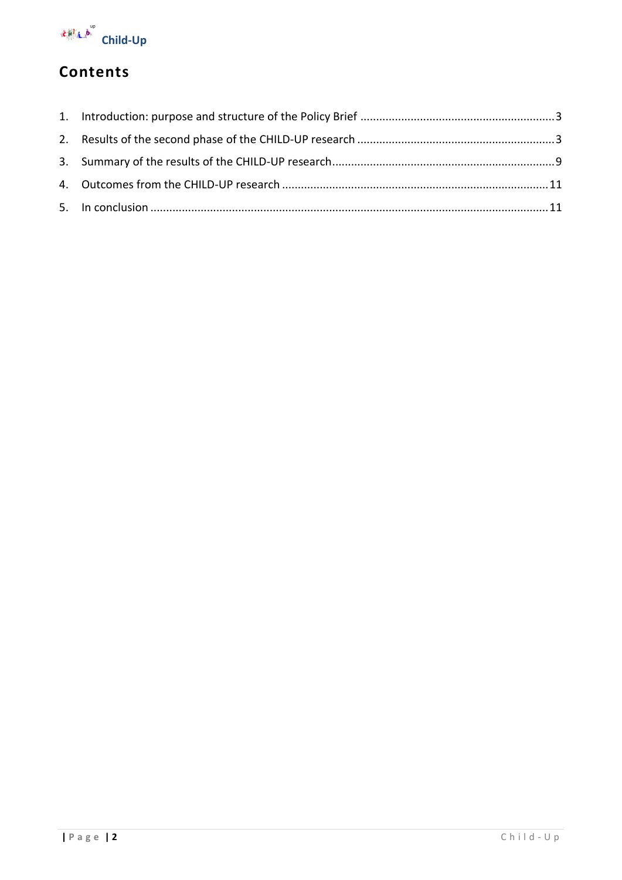# Contents

1. Introduction: purpose and structure of the Policy Brief ............................................................ 3
2. Results of the second phase of the CHILD-UP research ............................................................ 3
3. Summary of the results of the CHILD-UP research ..................................................................... 9
4. Outcomes from the CHILD-UP research .................................................................................... 11
5. In conclusion ............................................................................................................................. 11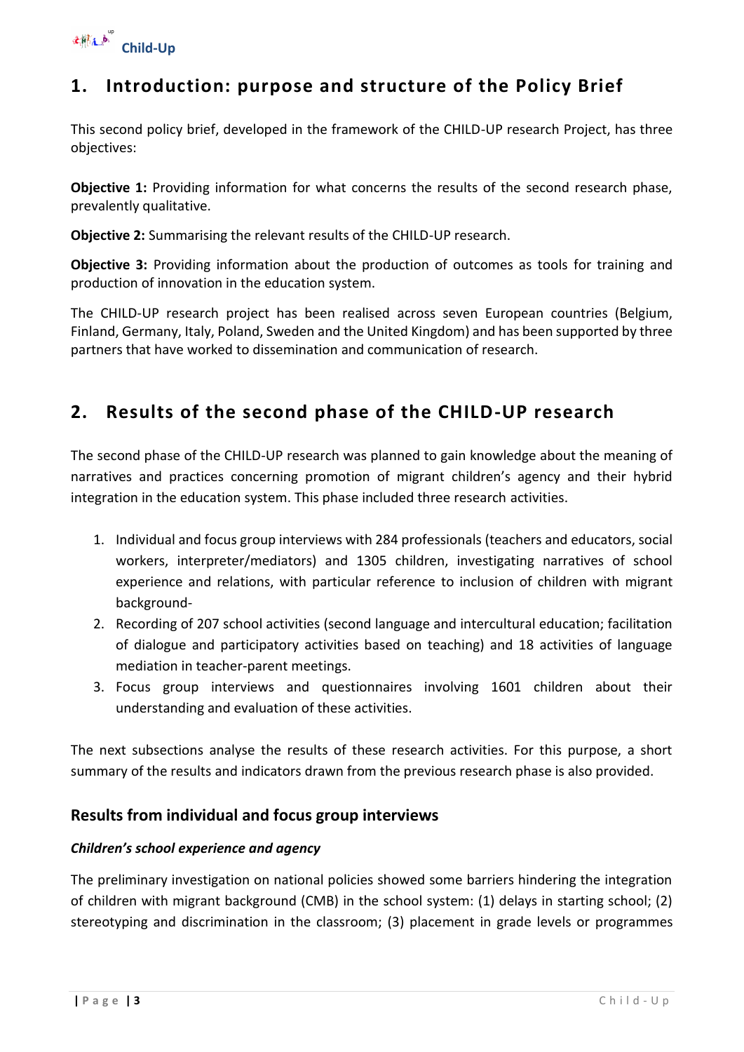# 1. Introduction: purpose and structure of the Policy Brief

This second policy brief, developed in the framework of the CHILD-UP research Project, has three objectives:

**Objective 1:** Providing information for what concerns the results of the second research phase, prevalently qualitative.

**Objective 2:** Summarising the relevant results of the CHILD-UP research.

**Objective 3:** Providing information about the production of outcomes as tools for training and production of innovation in the education system.

The CHILD-UP research project has been realised across seven European countries (Belgium, Finland, Germany, Italy, Poland, Sweden and the United Kingdom) and has been supported by three partners that have worked to dissemination and communication of research.

# 2. Results of the second phase of the CHILD-UP research

The second phase of the CHILD-UP research was planned to gain knowledge about the meaning of narratives and practices concerning promotion of migrant children's agency and their hybrid integration in the education system. This phase included three research activities.

1. Individual and focus group interviews with 284 professionals (teachers and educators, social workers, interpreter/mediators) and 1305 children, investigating narratives of school experience and relations, with particular reference to inclusion of children with migrant background-
2. Recording of 207 school activities (second language and intercultural education; facilitation of dialogue and participatory activities based on teaching) and 18 activities of language mediation in teacher-parent meetings.
3. Focus group interviews and questionnaires involving 1601 children about their understanding and evaluation of these activities.

The next subsections analyse the results of these research activities. For this purpose, a short summary of the results and indicators drawn from the previous research phase is also provided.

### Results from individual and focus group interviews

#### *Children's school experience and agency*

The preliminary investigation on national policies showed some barriers hindering the integration of children with migrant background (CMB) in the school system: (1) delays in starting school; (2) stereotyping and discrimination in the classroom; (3) placement in grade levels or programmes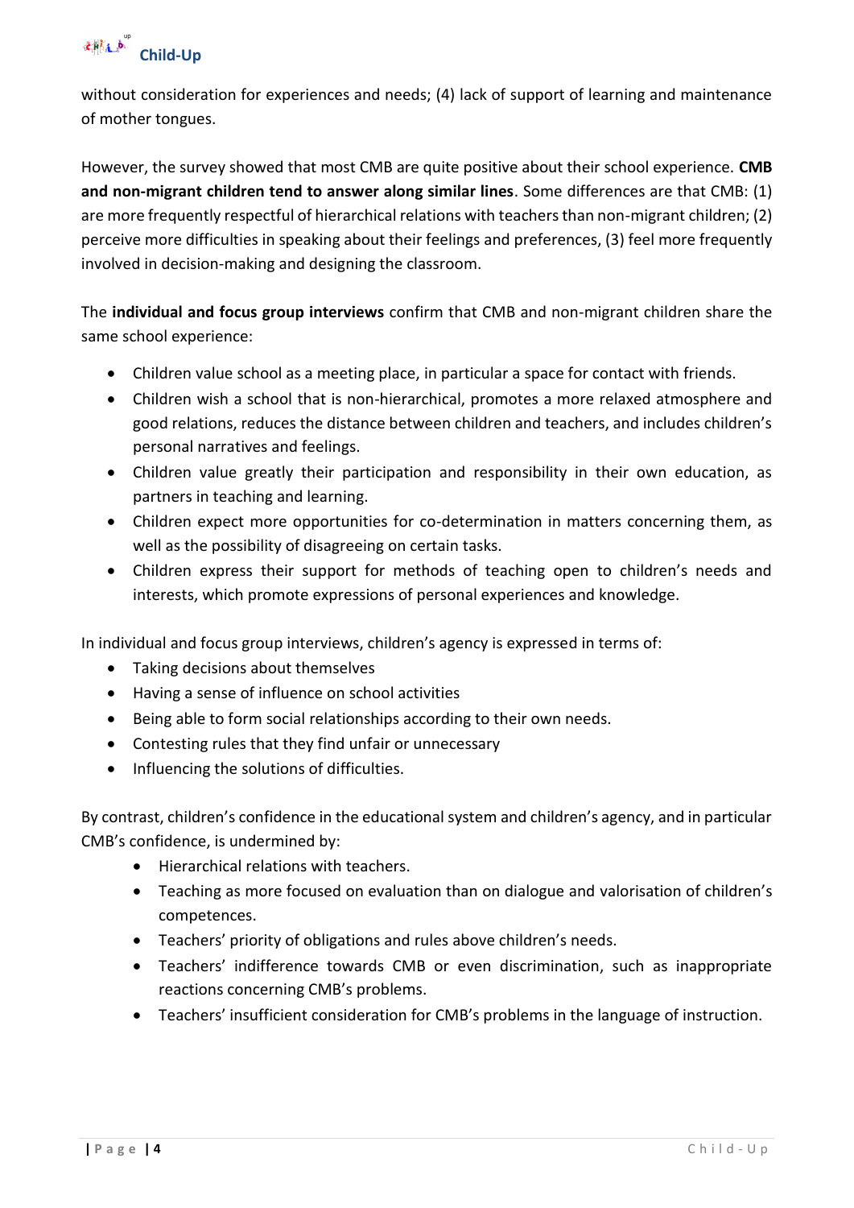without consideration for experiences and needs; (4) lack of support of learning and maintenance of mother tongues.

However, the survey showed that most CMB are quite positive about their school experience. **CMB and non-migrant children tend to answer along similar lines**. Some differences are that CMB: (1) are more frequently respectful of hierarchical relations with teachers than non-migrant children; (2) perceive more difficulties in speaking about their feelings and preferences, (3) feel more frequently involved in decision-making and designing the classroom.

The **individual and focus group interviews** confirm that CMB and non-migrant children share the same school experience:

- Children value school as a meeting place, in particular a space for contact with friends.
- Children wish a school that is non-hierarchical, promotes a more relaxed atmosphere and good relations, reduces the distance between children and teachers, and includes children's personal narratives and feelings.
- Children value greatly their participation and responsibility in their own education, as partners in teaching and learning.
- Children expect more opportunities for co-determination in matters concerning them, as well as the possibility of disagreeing on certain tasks.
- Children express their support for methods of teaching open to children's needs and interests, which promote expressions of personal experiences and knowledge.

In individual and focus group interviews, children's agency is expressed in terms of:

- Taking decisions about themselves
- Having a sense of influence on school activities
- Being able to form social relationships according to their own needs.
- Contesting rules that they find unfair or unnecessary
- Influencing the solutions of difficulties.

By contrast, children's confidence in the educational system and children's agency, and in particular CMB's confidence, is undermined by:

- Hierarchical relations with teachers.
- Teaching as more focused on evaluation than on dialogue and valorisation of children's competences.
- Teachers' priority of obligations and rules above children's needs.
- Teachers' indifference towards CMB or even discrimination, such as inappropriate reactions concerning CMB's problems.
- Teachers' insufficient consideration for CMB's problems in the language of instruction.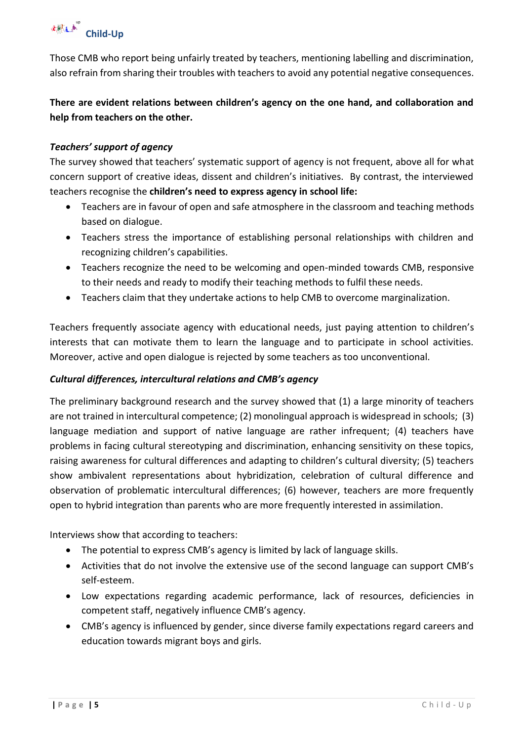Those CMB who report being unfairly treated by teachers, mentioning labelling and discrimination, also refrain from sharing their troubles with teachers to avoid any potential negative consequences.

**There are evident relations between children's agency on the one hand, and collaboration and help from teachers on the other.**

***Teachers' support of agency***

The survey showed that teachers' systematic support of agency is not frequent, above all for what concern support of creative ideas, dissent and children's initiatives. By contrast, the interviewed teachers recognise the **children's need to express agency in school life:**

- Teachers are in favour of open and safe atmosphere in the classroom and teaching methods based on dialogue.
- Teachers stress the importance of establishing personal relationships with children and recognizing children's capabilities.
- Teachers recognize the need to be welcoming and open-minded towards CMB, responsive to their needs and ready to modify their teaching methods to fulfil these needs.
- Teachers claim that they undertake actions to help CMB to overcome marginalization.

Teachers frequently associate agency with educational needs, just paying attention to children's interests that can motivate them to learn the language and to participate in school activities. Moreover, active and open dialogue is rejected by some teachers as too unconventional.

***Cultural differences, intercultural relations and CMB's agency***

The preliminary background research and the survey showed that (1) a large minority of teachers are not trained in intercultural competence; (2) monolingual approach is widespread in schools; (3) language mediation and support of native language are rather infrequent; (4) teachers have problems in facing cultural stereotyping and discrimination, enhancing sensitivity on these topics, raising awareness for cultural differences and adapting to children's cultural diversity; (5) teachers show ambivalent representations about hybridization, celebration of cultural difference and observation of problematic intercultural differences; (6) however, teachers are more frequently open to hybrid integration than parents who are more frequently interested in assimilation.

Interviews show that according to teachers:

- The potential to express CMB's agency is limited by lack of language skills.
- Activities that do not involve the extensive use of the second language can support CMB's self-esteem.
- Low expectations regarding academic performance, lack of resources, deficiencies in competent staff, negatively influence CMB's agency.
- CMB's agency is influenced by gender, since diverse family expectations regard careers and education towards migrant boys and girls.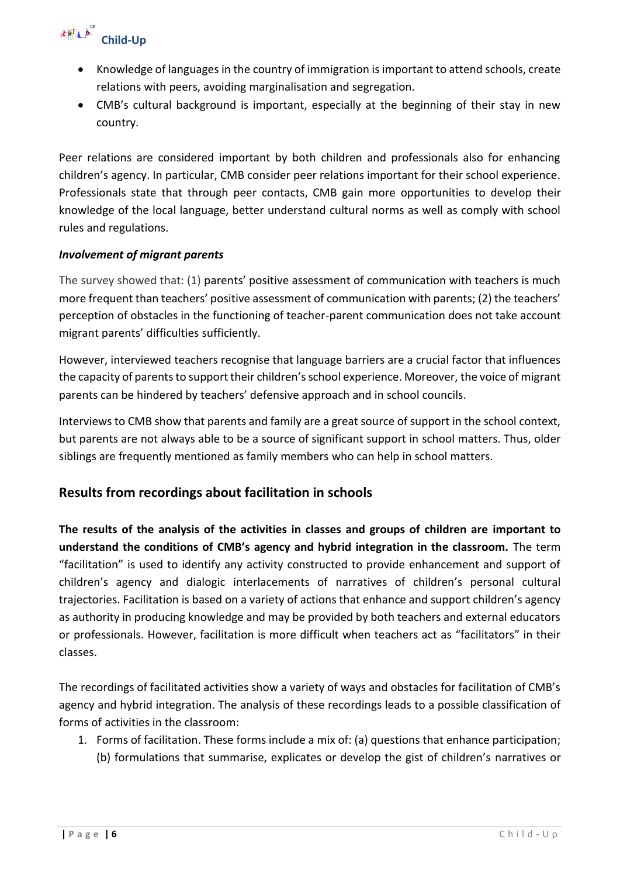- Knowledge of languages in the country of immigration is important to attend schools, create relations with peers, avoiding marginalisation and segregation.
- CMB's cultural background is important, especially at the beginning of their stay in new country.

Peer relations are considered important by both children and professionals also for enhancing children's agency. In particular, CMB consider peer relations important for their school experience. Professionals state that through peer contacts, CMB gain more opportunities to develop their knowledge of the local language, better understand cultural norms as well as comply with school rules and regulations.

***Involvement of migrant parents***

The survey showed that: (1) parents' positive assessment of communication with teachers is much more frequent than teachers' positive assessment of communication with parents; (2) the teachers' perception of obstacles in the functioning of teacher-parent communication does not take account migrant parents' difficulties sufficiently.

However, interviewed teachers recognise that language barriers are a crucial factor that influences the capacity of parents to support their children's school experience. Moreover, the voice of migrant parents can be hindered by teachers' defensive approach and in school councils.

Interviews to CMB show that parents and family are a great source of support in the school context, but parents are not always able to be a source of significant support in school matters. Thus, older siblings are frequently mentioned as family members who can help in school matters.

## Results from recordings about facilitation in schools

**The results of the analysis of the activities in classes and groups of children are important to understand the conditions of CMB's agency and hybrid integration in the classroom.** The term "facilitation" is used to identify any activity constructed to provide enhancement and support of children's agency and dialogic interlacements of narratives of children's personal cultural trajectories. Facilitation is based on a variety of actions that enhance and support children's agency as authority in producing knowledge and may be provided by both teachers and external educators or professionals. However, facilitation is more difficult when teachers act as "facilitators" in their classes.

The recordings of facilitated activities show a variety of ways and obstacles for facilitation of CMB's agency and hybrid integration. The analysis of these recordings leads to a possible classification of forms of activities in the classroom:

1. Forms of facilitation. These forms include a mix of: (a) questions that enhance participation; (b) formulations that summarise, explicates or develop the gist of children's narratives or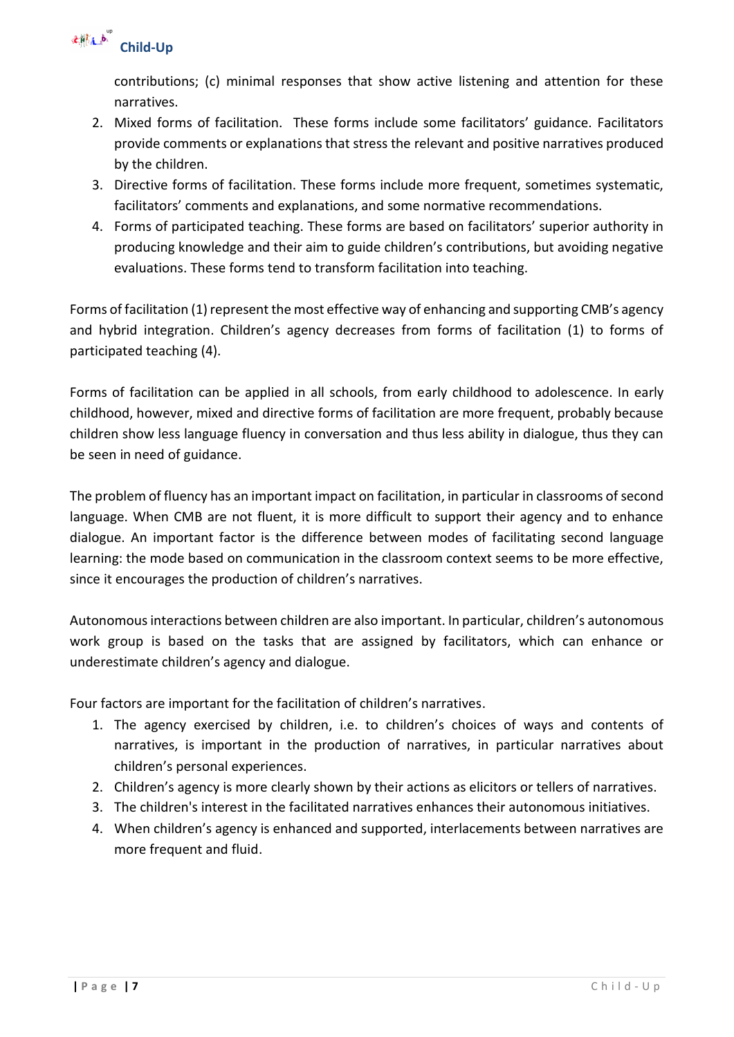contributions; (c) minimal responses that show active listening and attention for these narratives.

2. Mixed forms of facilitation. These forms include some facilitators' guidance. Facilitators provide comments or explanations that stress the relevant and positive narratives produced by the children.
3. Directive forms of facilitation. These forms include more frequent, sometimes systematic, facilitators' comments and explanations, and some normative recommendations.
4. Forms of participated teaching. These forms are based on facilitators' superior authority in producing knowledge and their aim to guide children's contributions, but avoiding negative evaluations. These forms tend to transform facilitation into teaching.

Forms of facilitation (1) represent the most effective way of enhancing and supporting CMB's agency and hybrid integration. Children's agency decreases from forms of facilitation (1) to forms of participated teaching (4).

Forms of facilitation can be applied in all schools, from early childhood to adolescence. In early childhood, however, mixed and directive forms of facilitation are more frequent, probably because children show less language fluency in conversation and thus less ability in dialogue, thus they can be seen in need of guidance.

The problem of fluency has an important impact on facilitation, in particular in classrooms of second language. When CMB are not fluent, it is more difficult to support their agency and to enhance dialogue. An important factor is the difference between modes of facilitating second language learning: the mode based on communication in the classroom context seems to be more effective, since it encourages the production of children's narratives.

Autonomous interactions between children are also important. In particular, children's autonomous work group is based on the tasks that are assigned by facilitators, which can enhance or underestimate children's agency and dialogue.

Four factors are important for the facilitation of children's narratives.

1. The agency exercised by children, i.e. to children's choices of ways and contents of narratives, is important in the production of narratives, in particular narratives about children's personal experiences.
2. Children's agency is more clearly shown by their actions as elicitors or tellers of narratives.
3. The children's interest in the facilitated narratives enhances their autonomous initiatives.
4. When children's agency is enhanced and supported, interlacements between narratives are more frequent and fluid.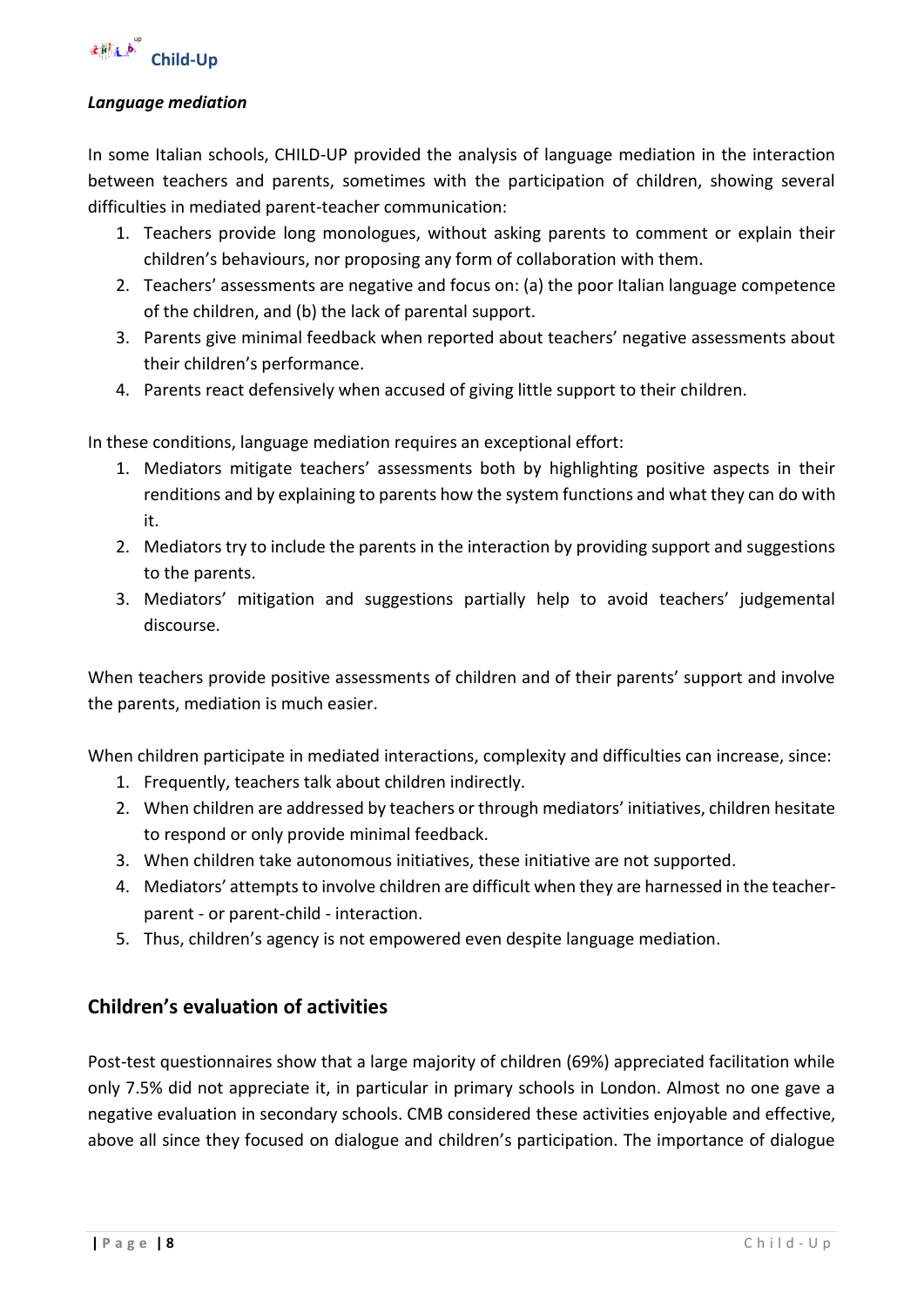***Language mediation***

In some Italian schools, CHILD-UP provided the analysis of language mediation in the interaction between teachers and parents, sometimes with the participation of children, showing several difficulties in mediated parent-teacher communication:

1. Teachers provide long monologues, without asking parents to comment or explain their children's behaviours, nor proposing any form of collaboration with them.
2. Teachers' assessments are negative and focus on: (a) the poor Italian language competence of the children, and (b) the lack of parental support.
3. Parents give minimal feedback when reported about teachers' negative assessments about their children's performance.
4. Parents react defensively when accused of giving little support to their children.

In these conditions, language mediation requires an exceptional effort:

1. Mediators mitigate teachers' assessments both by highlighting positive aspects in their renditions and by explaining to parents how the system functions and what they can do with it.
2. Mediators try to include the parents in the interaction by providing support and suggestions to the parents.
3. Mediators' mitigation and suggestions partially help to avoid teachers' judgemental discourse.

When teachers provide positive assessments of children and of their parents' support and involve the parents, mediation is much easier.

When children participate in mediated interactions, complexity and difficulties can increase, since:

1. Frequently, teachers talk about children indirectly.
2. When children are addressed by teachers or through mediators' initiatives, children hesitate to respond or only provide minimal feedback.
3. When children take autonomous initiatives, these initiative are not supported.
4. Mediators' attempts to involve children are difficult when they are harnessed in the teacher-parent - or parent-child - interaction.
5. Thus, children's agency is not empowered even despite language mediation.

## Children's evaluation of activities

Post-test questionnaires show that a large majority of children (69%) appreciated facilitation while only 7.5% did not appreciate it, in particular in primary schools in London. Almost no one gave a negative evaluation in secondary schools. CMB considered these activities enjoyable and effective, above all since they focused on dialogue and children's participation. The importance of dialogue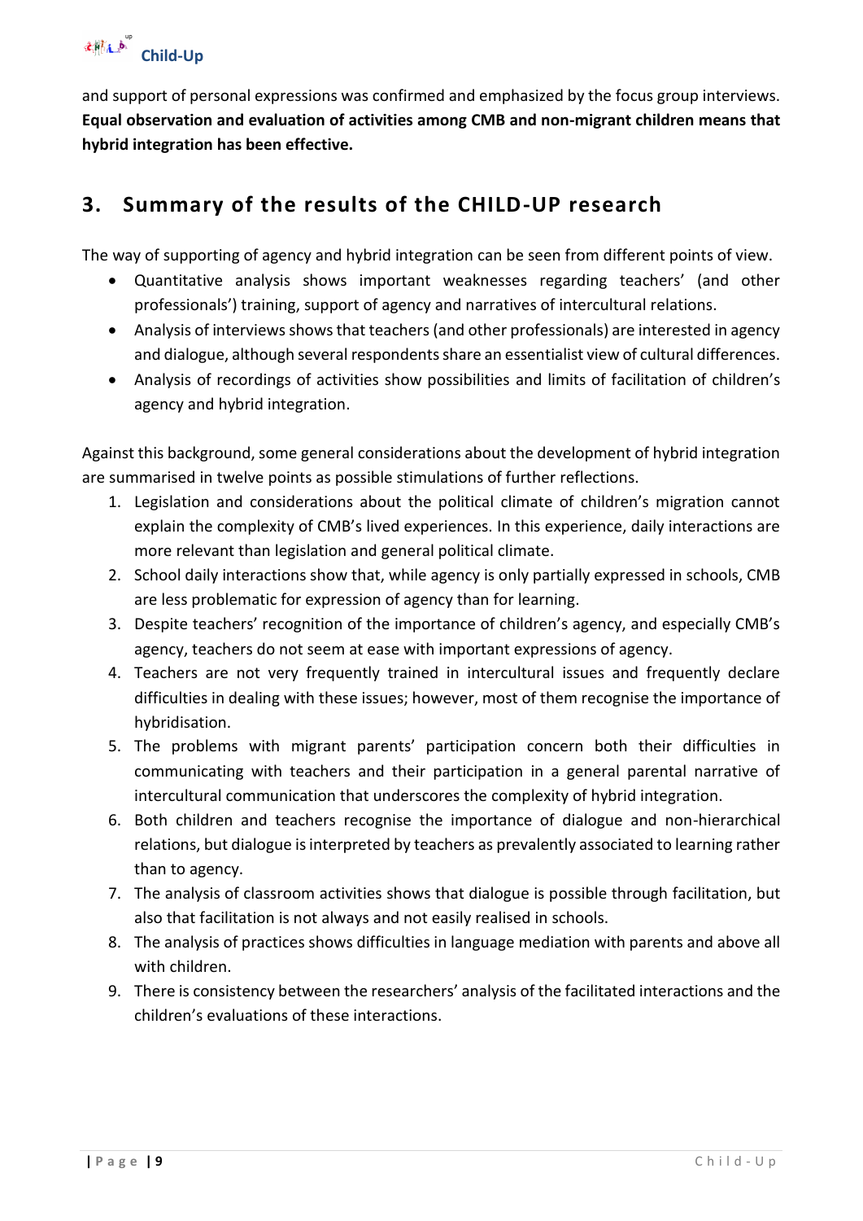and support of personal expressions was confirmed and emphasized by the focus group interviews. **Equal observation and evaluation of activities among CMB and non-migrant children means that hybrid integration has been effective.**

## 3. Summary of the results of the CHILD-UP research

The way of supporting of agency and hybrid integration can be seen from different points of view.

- Quantitative analysis shows important weaknesses regarding teachers' (and other professionals') training, support of agency and narratives of intercultural relations.
- Analysis of interviews shows that teachers (and other professionals) are interested in agency and dialogue, although several respondents share an essentialist view of cultural differences.
- Analysis of recordings of activities show possibilities and limits of facilitation of children's agency and hybrid integration.

Against this background, some general considerations about the development of hybrid integration are summarised in twelve points as possible stimulations of further reflections.

1. Legislation and considerations about the political climate of children's migration cannot explain the complexity of CMB's lived experiences. In this experience, daily interactions are more relevant than legislation and general political climate.
2. School daily interactions show that, while agency is only partially expressed in schools, CMB are less problematic for expression of agency than for learning.
3. Despite teachers' recognition of the importance of children's agency, and especially CMB's agency, teachers do not seem at ease with important expressions of agency.
4. Teachers are not very frequently trained in intercultural issues and frequently declare difficulties in dealing with these issues; however, most of them recognise the importance of hybridisation.
5. The problems with migrant parents' participation concern both their difficulties in communicating with teachers and their participation in a general parental narrative of intercultural communication that underscores the complexity of hybrid integration.
6. Both children and teachers recognise the importance of dialogue and non-hierarchical relations, but dialogue is interpreted by teachers as prevalently associated to learning rather than to agency.
7. The analysis of classroom activities shows that dialogue is possible through facilitation, but also that facilitation is not always and not easily realised in schools.
8. The analysis of practices shows difficulties in language mediation with parents and above all with children.
9. There is consistency between the researchers' analysis of the facilitated interactions and the children's evaluations of these interactions.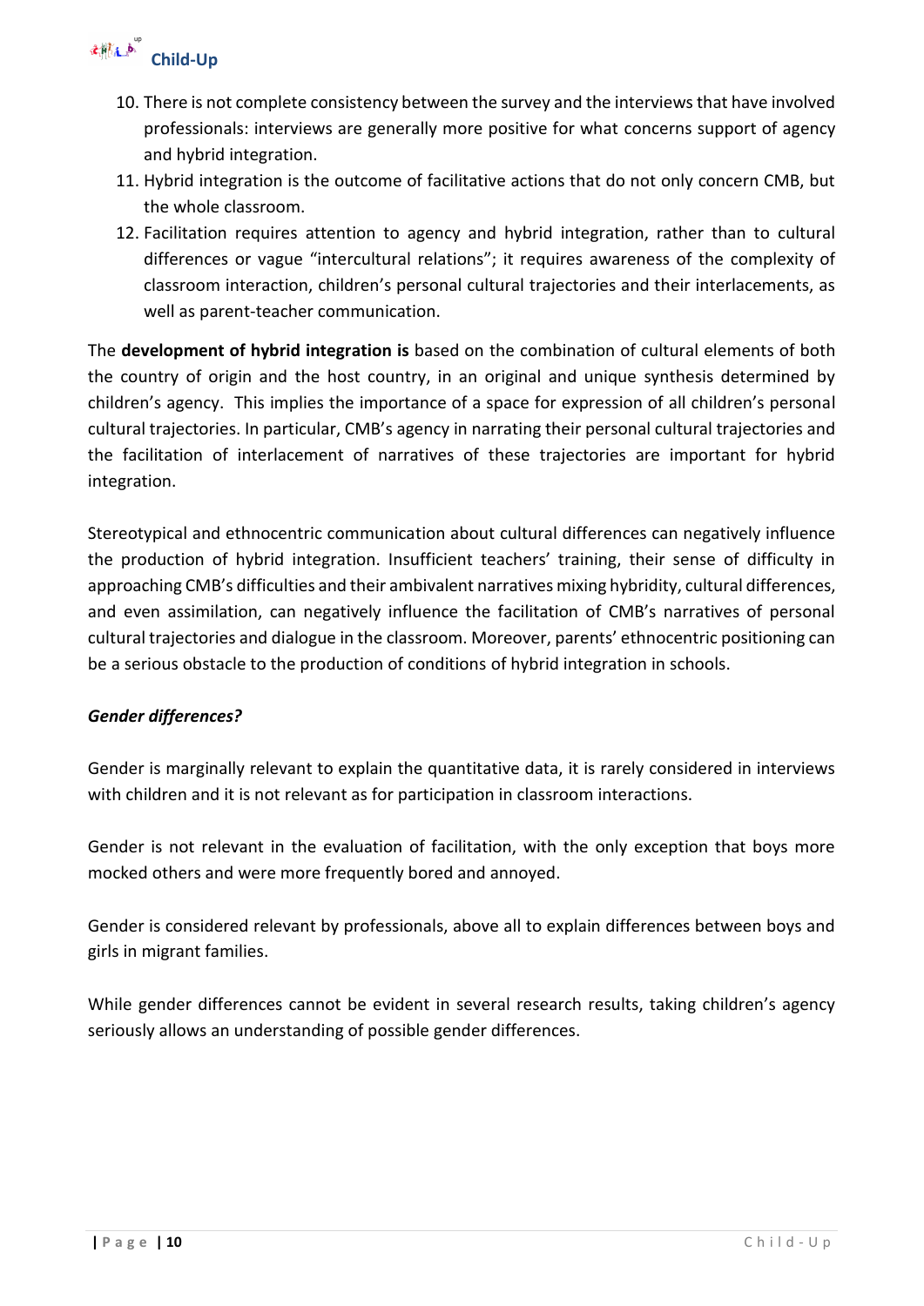10. There is not complete consistency between the survey and the interviews that have involved professionals: interviews are generally more positive for what concerns support of agency and hybrid integration.
11. Hybrid integration is the outcome of facilitative actions that do not only concern CMB, but the whole classroom.
12. Facilitation requires attention to agency and hybrid integration, rather than to cultural differences or vague "intercultural relations"; it requires awareness of the complexity of classroom interaction, children's personal cultural trajectories and their interlacements, as well as parent-teacher communication.

The **development of hybrid integration is** based on the combination of cultural elements of both the country of origin and the host country, in an original and unique synthesis determined by children's agency. This implies the importance of a space for expression of all children's personal cultural trajectories. In particular, CMB's agency in narrating their personal cultural trajectories and the facilitation of interlacement of narratives of these trajectories are important for hybrid integration.

Stereotypical and ethnocentric communication about cultural differences can negatively influence the production of hybrid integration. Insufficient teachers' training, their sense of difficulty in approaching CMB's difficulties and their ambivalent narratives mixing hybridity, cultural differences, and even assimilation, can negatively influence the facilitation of CMB's narratives of personal cultural trajectories and dialogue in the classroom. Moreover, parents' ethnocentric positioning can be a serious obstacle to the production of conditions of hybrid integration in schools.

***Gender differences?***

Gender is marginally relevant to explain the quantitative data, it is rarely considered in interviews with children and it is not relevant as for participation in classroom interactions.

Gender is not relevant in the evaluation of facilitation, with the only exception that boys more mocked others and were more frequently bored and annoyed.

Gender is considered relevant by professionals, above all to explain differences between boys and girls in migrant families.

While gender differences cannot be evident in several research results, taking children's agency seriously allows an understanding of possible gender differences.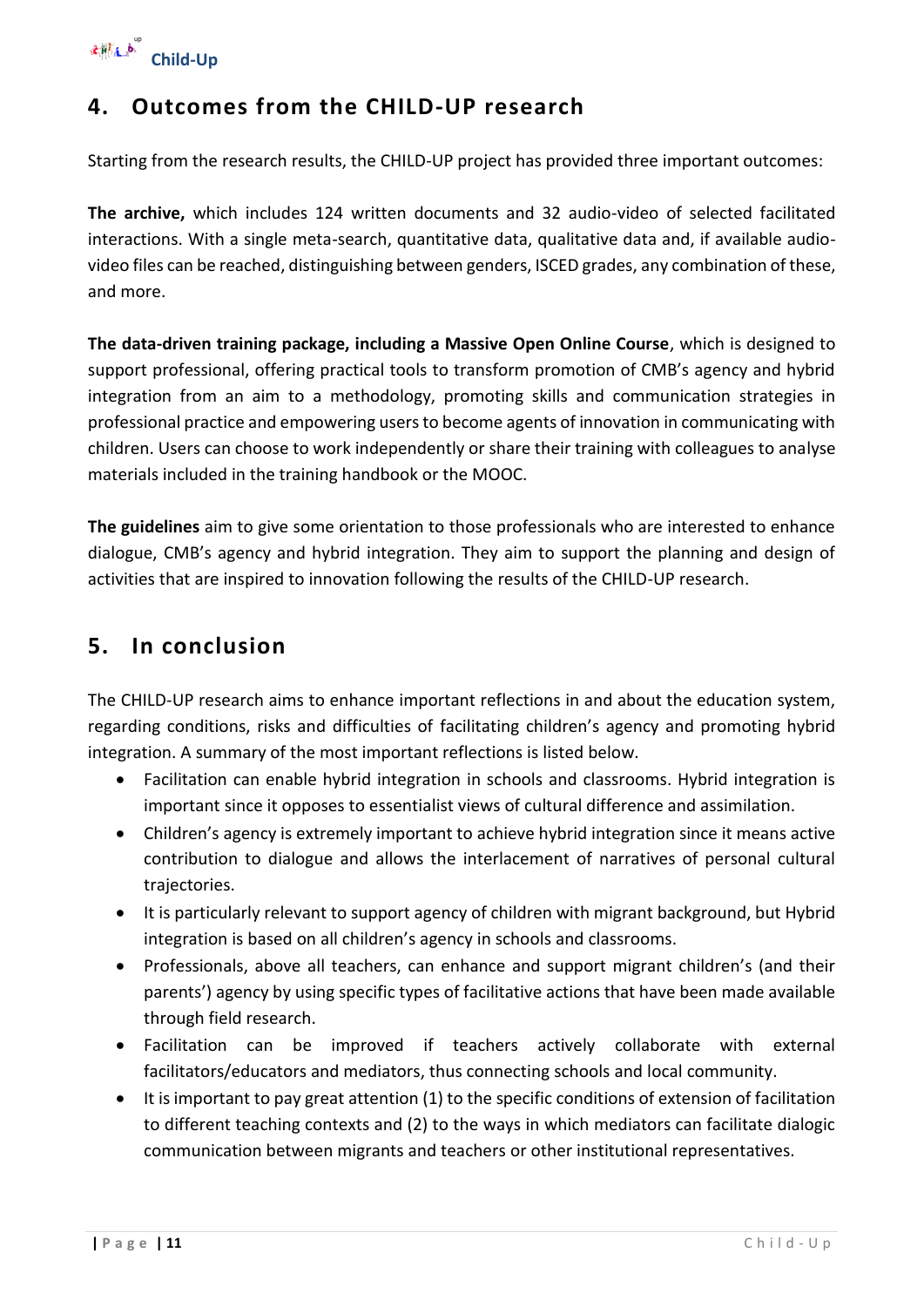## 4. Outcomes from the CHILD-UP research

Starting from the research results, the CHILD-UP project has provided three important outcomes:

**The archive,** which includes 124 written documents and 32 audio-video of selected facilitated interactions. With a single meta-search, quantitative data, qualitative data and, if available audio-video files can be reached, distinguishing between genders, ISCED grades, any combination of these, and more.

**The data-driven training package, including a Massive Open Online Course**, which is designed to support professional, offering practical tools to transform promotion of CMB's agency and hybrid integration from an aim to a methodology, promoting skills and communication strategies in professional practice and empowering users to become agents of innovation in communicating with children. Users can choose to work independently or share their training with colleagues to analyse materials included in the training handbook or the MOOC.

**The guidelines** aim to give some orientation to those professionals who are interested to enhance dialogue, CMB's agency and hybrid integration. They aim to support the planning and design of activities that are inspired to innovation following the results of the CHILD-UP research.

## 5. In conclusion

The CHILD-UP research aims to enhance important reflections in and about the education system, regarding conditions, risks and difficulties of facilitating children's agency and promoting hybrid integration. A summary of the most important reflections is listed below.

- Facilitation can enable hybrid integration in schools and classrooms. Hybrid integration is important since it opposes to essentialist views of cultural difference and assimilation.
- Children's agency is extremely important to achieve hybrid integration since it means active contribution to dialogue and allows the interlacement of narratives of personal cultural trajectories.
- It is particularly relevant to support agency of children with migrant background, but Hybrid integration is based on all children's agency in schools and classrooms.
- Professionals, above all teachers, can enhance and support migrant children's (and their parents') agency by using specific types of facilitative actions that have been made available through field research.
- Facilitation can be improved if teachers actively collaborate with external facilitators/educators and mediators, thus connecting schools and local community.
- It is important to pay great attention (1) to the specific conditions of extension of facilitation to different teaching contexts and (2) to the ways in which mediators can facilitate dialogic communication between migrants and teachers or other institutional representatives.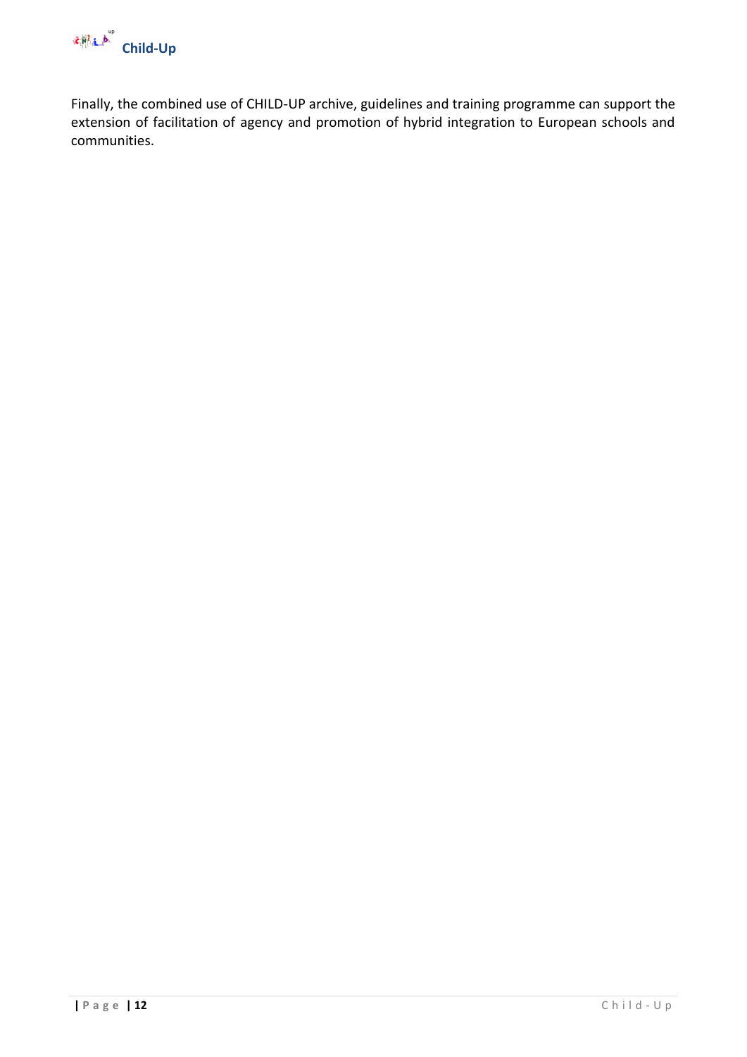Finally, the combined use of CHILD-UP archive, guidelines and training programme can support the extension of facilitation of agency and promotion of hybrid integration to European schools and communities.